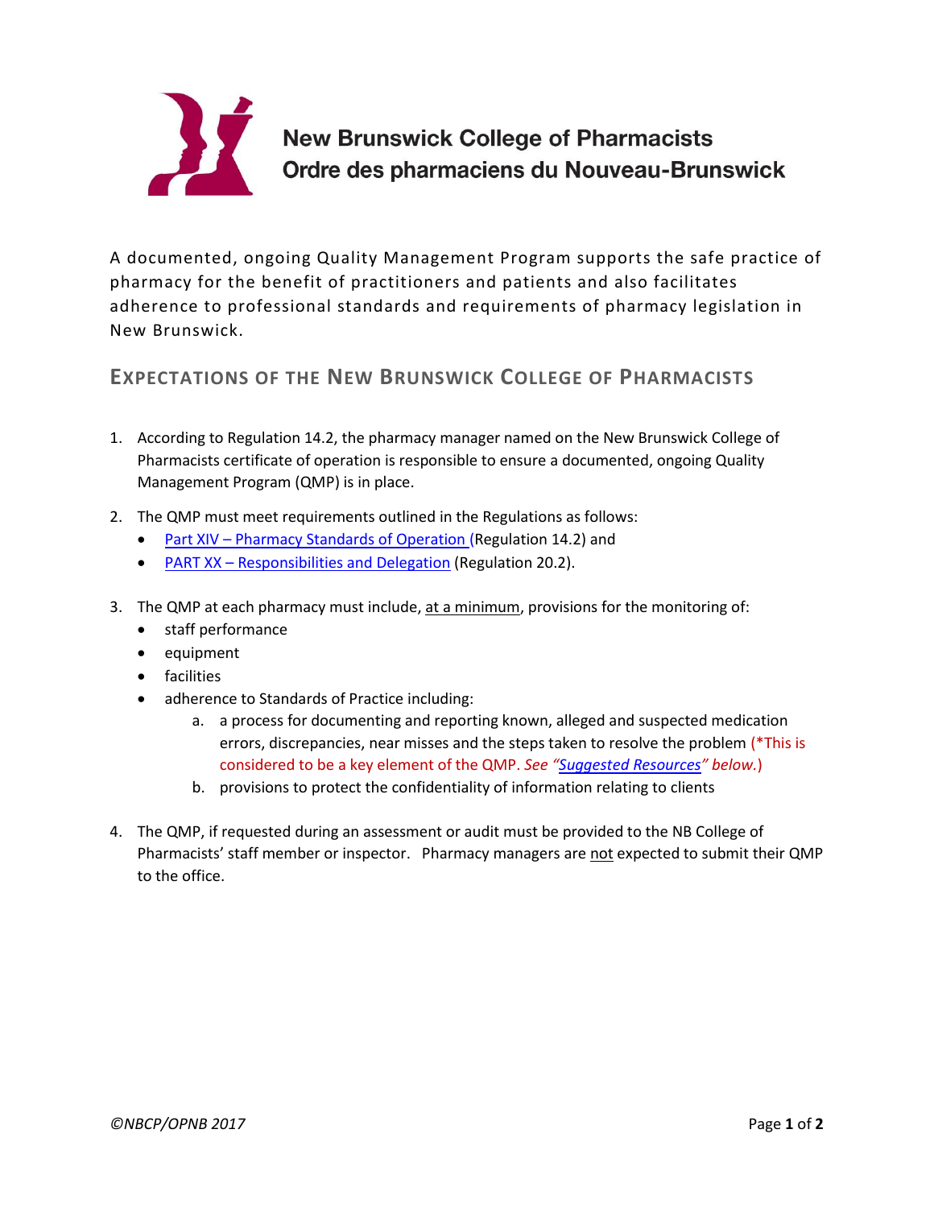# New Brunswick College of Pharmacists
# Ordre des pharmaciens du Nouveau-Brunswick

A documented, ongoing Quality Management Program supports the safe practice of pharmacy for the benefit of practitioners and patients and also facilitates adherence to professional standards and requirements of pharmacy legislation in New Brunswick.

## EXPECTATIONS OF THE NEW BRUNSWICK COLLEGE OF PHARMACISTS

1. According to Regulation 14.2, the pharmacy manager named on the New Brunswick College of Pharmacists certificate of operation is responsible to ensure a documented, ongoing Quality Management Program (QMP) is in place.
2. The QMP must meet requirements outlined in the Regulations as follows:
   - Part XIV – Pharmacy Standards of Operation (Regulation 14.2) and
   - PART XX – Responsibilities and Delegation (Regulation 20.2).
3. The QMP at each pharmacy must include, at a minimum, provisions for the monitoring of:
   - staff performance
   - equipment
   - facilities
   - adherence to Standards of Practice including:
     a. a process for documenting and reporting known, alleged and suspected medication errors, discrepancies, near misses and the steps taken to resolve the problem (*This is considered to be a key element of the QMP. *See "Suggested Resources" below.*)
     b. provisions to protect the confidentiality of information relating to clients
4. The QMP, if requested during an assessment or audit must be provided to the NB College of Pharmacists' staff member or inspector. Pharmacy managers are not expected to submit their QMP to the office.

*©NBCP/OPNB 2017*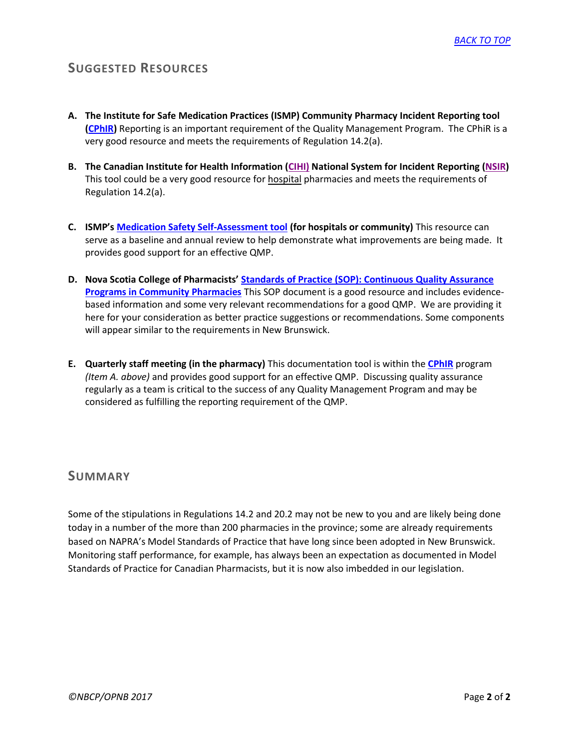*BACK TO TOP*

## SUGGESTED RESOURCES

A. **The Institute for Safe Medication Practices (ISMP) Community Pharmacy Incident Reporting tool (CPhIR)** Reporting is an important requirement of the Quality Management Program. The CPhiR is a very good resource and meets the requirements of Regulation 14.2(a).

B. **The Canadian Institute for Health Information (CIHI) National System for Incident Reporting (NSIR)** This tool could be a very good resource for hospital pharmacies and meets the requirements of Regulation 14.2(a).

C. **ISMP's Medication Safety Self-Assessment tool (for hospitals or community)** This resource can serve as a baseline and annual review to help demonstrate what improvements are being made. It provides good support for an effective QMP.

D. **Nova Scotia College of Pharmacists' Standards of Practice (SOP): Continuous Quality Assurance Programs in Community Pharmacies** This SOP document is a good resource and includes evidence-based information and some very relevant recommendations for a good QMP. We are providing it here for your consideration as better practice suggestions or recommendations. Some components will appear similar to the requirements in New Brunswick.

E. **Quarterly staff meeting (in the pharmacy)** This documentation tool is within the **CPhIR** program *(Item A. above)* and provides good support for an effective QMP. Discussing quality assurance regularly as a team is critical to the success of any Quality Management Program and may be considered as fulfilling the reporting requirement of the QMP.

## SUMMARY

Some of the stipulations in Regulations 14.2 and 20.2 may not be new to you and are likely being done today in a number of the more than 200 pharmacies in the province; some are already requirements based on NAPRA's Model Standards of Practice that have long since been adopted in New Brunswick. Monitoring staff performance, for example, has always been an expectation as documented in Model Standards of Practice for Canadian Pharmacists, but it is now also imbedded in our legislation.

*©NBCP/OPNB 2017*